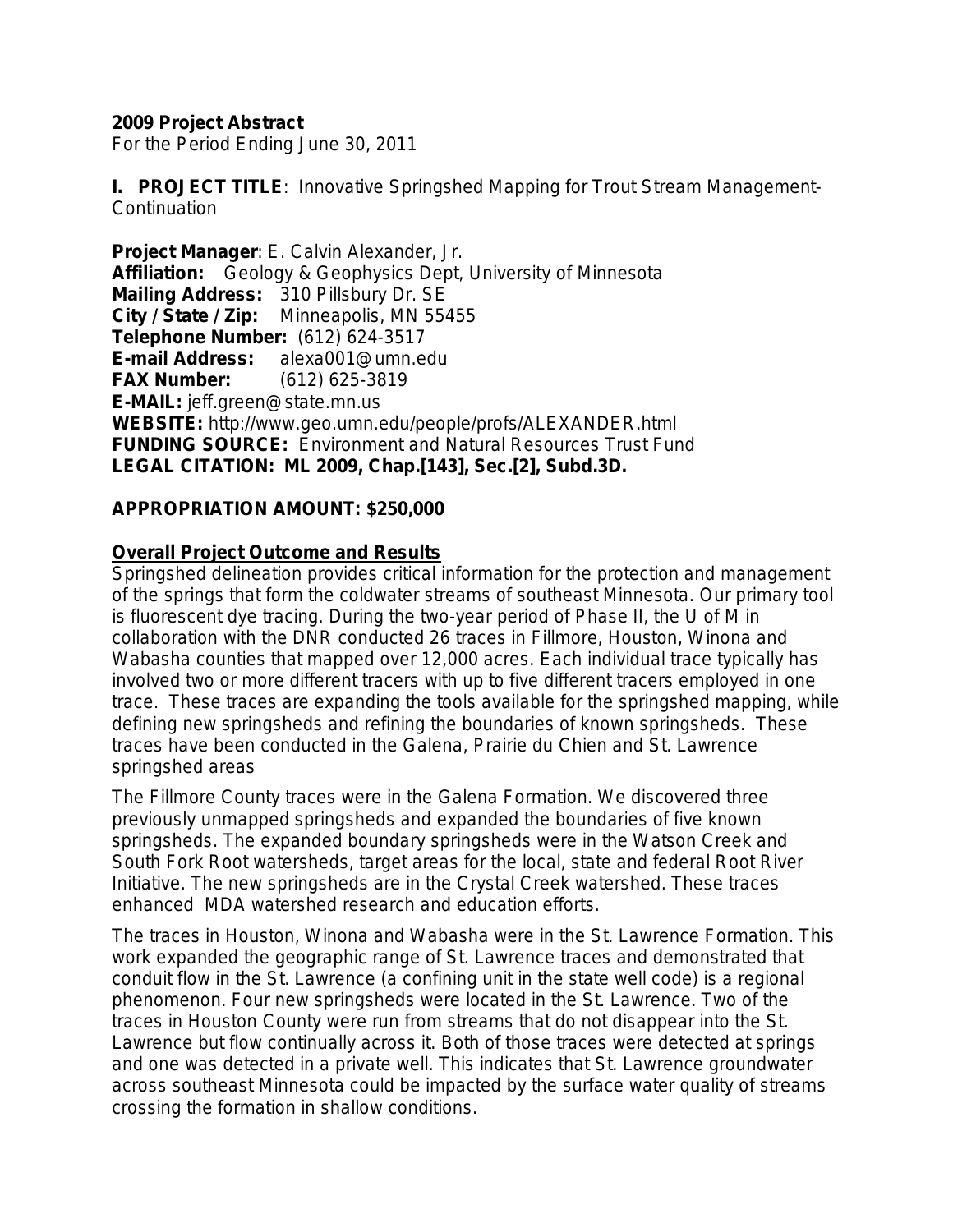**2009 Project Abstract**
For the Period Ending June 30, 2011

**I. PROJECT TITLE**: Innovative Springshed Mapping for Trout Stream Management-Continuation

**Project Manager**: E. Calvin Alexander, Jr.
**Affiliation:** Geology & Geophysics Dept, University of Minnesota
**Mailing Address:** 310 Pillsbury Dr. SE
**City / State / Zip:** Minneapolis, MN 55455
**Telephone Number:** (612) 624-3517
**E-mail Address:** alexa001@umn.edu
**FAX Number:** (612) 625-3819
**E-MAIL:** jeff.green@state.mn.us
**WEBSITE:** http://www.geo.umn.edu/people/profs/ALEXANDER.html
**FUNDING SOURCE:** Environment and Natural Resources Trust Fund
**LEGAL CITATION: ML 2009, Chap.[143], Sec.[2], Subd.3D.**

**APPROPRIATION AMOUNT: $250,000**

**Overall Project Outcome and Results**

Springshed delineation provides critical information for the protection and management of the springs that form the coldwater streams of southeast Minnesota. Our primary tool is fluorescent dye tracing. During the two-year period of Phase II, the U of M in collaboration with the DNR conducted 26 traces in Fillmore, Houston, Winona and Wabasha counties that mapped over 12,000 acres. Each individual trace typically has involved two or more different tracers with up to five different tracers employed in one trace. These traces are expanding the tools available for the springshed mapping, while defining new springsheds and refining the boundaries of known springsheds. These traces have been conducted in the Galena, Prairie du Chien and St. Lawrence springshed areas

The Fillmore County traces were in the Galena Formation. We discovered three previously unmapped springsheds and expanded the boundaries of five known springsheds. The expanded boundary springsheds were in the Watson Creek and South Fork Root watersheds, target areas for the local, state and federal Root River Initiative. The new springsheds are in the Crystal Creek watershed. These traces enhanced MDA watershed research and education efforts.

The traces in Houston, Winona and Wabasha were in the St. Lawrence Formation. This work expanded the geographic range of St. Lawrence traces and demonstrated that conduit flow in the St. Lawrence (a confining unit in the state well code) is a regional phenomenon. Four new springsheds were located in the St. Lawrence. Two of the traces in Houston County were run from streams that do not disappear into the St. Lawrence but flow continually across it. Both of those traces were detected at springs and one was detected in a private well. This indicates that St. Lawrence groundwater across southeast Minnesota could be impacted by the surface water quality of streams crossing the formation in shallow conditions.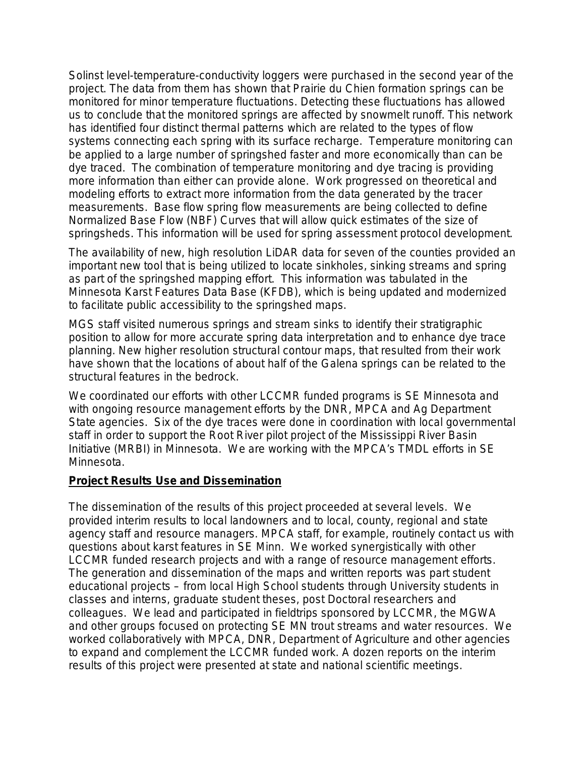Solinst level-temperature-conductivity loggers were purchased in the second year of the project. The data from them has shown that Prairie du Chien formation springs can be monitored for minor temperature fluctuations. Detecting these fluctuations has allowed us to conclude that the monitored springs are affected by snowmelt runoff. This network has identified four distinct thermal patterns which are related to the types of flow systems connecting each spring with its surface recharge. Temperature monitoring can be applied to a large number of springshed faster and more economically than can be dye traced. The combination of temperature monitoring and dye tracing is providing more information than either can provide alone. Work progressed on theoretical and modeling efforts to extract more information from the data generated by the tracer measurements. Base flow spring flow measurements are being collected to define Normalized Base Flow (NBF) Curves that will allow quick estimates of the size of springsheds. This information will be used for spring assessment protocol development.

The availability of new, high resolution LiDAR data for seven of the counties provided an important new tool that is being utilized to locate sinkholes, sinking streams and spring as part of the springshed mapping effort. This information was tabulated in the Minnesota Karst Features Data Base (KFDB), which is being updated and modernized to facilitate public accessibility to the springshed maps.

MGS staff visited numerous springs and stream sinks to identify their stratigraphic position to allow for more accurate spring data interpretation and to enhance dye trace planning. New higher resolution structural contour maps, that resulted from their work have shown that the locations of about half of the Galena springs can be related to the structural features in the bedrock.

We coordinated our efforts with other LCCMR funded programs is SE Minnesota and with ongoing resource management efforts by the DNR, MPCA and Ag Department State agencies. Six of the dye traces were done in coordination with local governmental staff in order to support the Root River pilot project of the Mississippi River Basin Initiative (MRBI) in Minnesota. We are working with the MPCA's TMDL efforts in SE Minnesota.

## Project Results Use and Dissemination

The dissemination of the results of this project proceeded at several levels. We provided interim results to local landowners and to local, county, regional and state agency staff and resource managers. MPCA staff, for example, routinely contact us with questions about karst features in SE Minn. We worked synergistically with other LCCMR funded research projects and with a range of resource management efforts. The generation and dissemination of the maps and written reports was part student educational projects – from local High School students through University students in classes and interns, graduate student theses, post Doctoral researchers and colleagues. We lead and participated in fieldtrips sponsored by LCCMR, the MGWA and other groups focused on protecting SE MN trout streams and water resources. We worked collaboratively with MPCA, DNR, Department of Agriculture and other agencies to expand and complement the LCCMR funded work. A dozen reports on the interim results of this project were presented at state and national scientific meetings.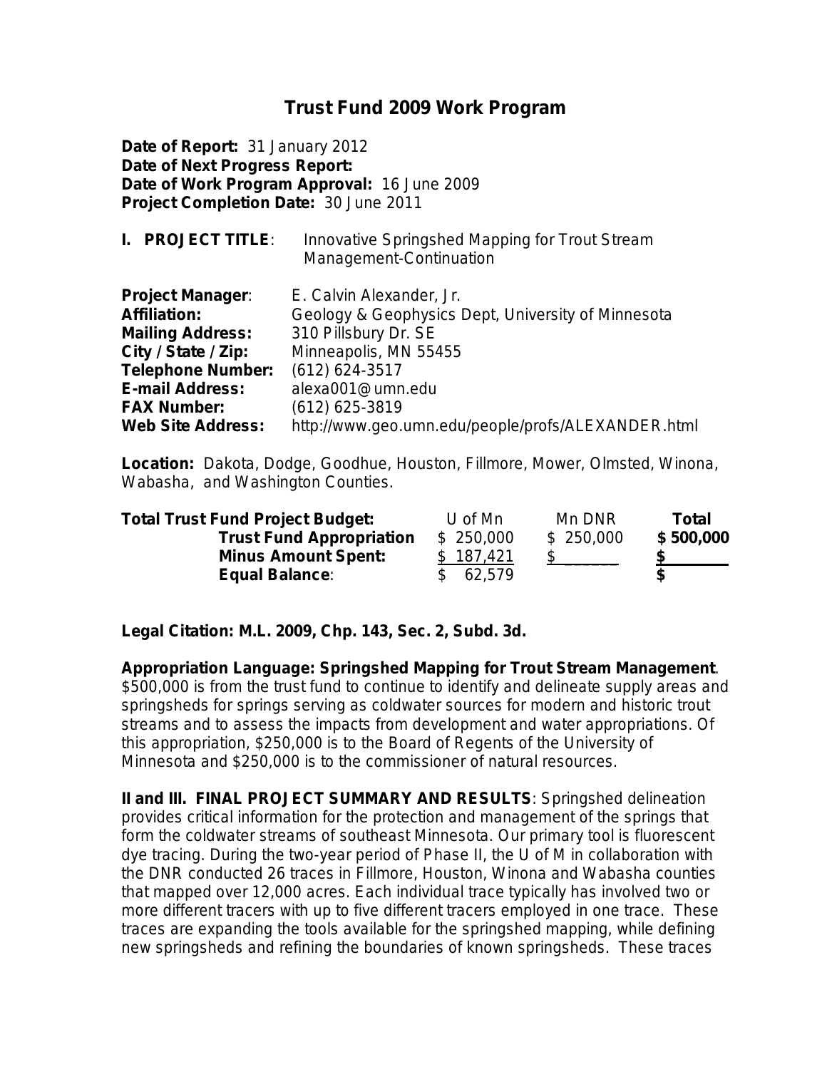# Trust Fund 2009 Work Program

**Date of Report:** 31 January 2012
**Date of Next Progress Report:**
**Date of Work Program Approval:** 16 June 2009
**Project Completion Date:** 30 June 2011

**I. PROJECT TITLE**: Innovative Springshed Mapping for Trout Stream Management-Continuation

**Project Manager**: E. Calvin Alexander, Jr.
**Affiliation:** Geology & Geophysics Dept, University of Minnesota
**Mailing Address:** 310 Pillsbury Dr. SE
**City / State / Zip:** Minneapolis, MN 55455
**Telephone Number:** (612) 624-3517
**E-mail Address:** alexa001@umn.edu
**FAX Number:** (612) 625-3819
**Web Site Address:** http://www.geo.umn.edu/people/profs/ALEXANDER.html

**Location:** Dakota, Dodge, Goodhue, Houston, Fillmore, Mower, Olmsted, Winona, Wabasha, and Washington Counties.

| **Total Trust Fund Project Budget:** | U of Mn | Mn DNR | **Total** |
|---|---|---|---|
| **Trust Fund Appropriation** | $ 250,000 | $ 250,000 | **$ 500,000** |
| **Minus Amount Spent:** | $ 187,421 | $ ______ | **$ ______** |
| **Equal Balance**: | $ 62,579 | | **$** |

**Legal Citation: M.L. 2009, Chp. 143, Sec. 2, Subd. 3d.**

**Appropriation Language: Springshed Mapping for Trout Stream Management**. $500,000 is from the trust fund to continue to identify and delineate supply areas and springsheds for springs serving as coldwater sources for modern and historic trout streams and to assess the impacts from development and water appropriations. Of this appropriation, $250,000 is to the Board of Regents of the University of Minnesota and $250,000 is to the commissioner of natural resources.

**II and III. FINAL PROJECT SUMMARY AND RESULTS**: Springshed delineation provides critical information for the protection and management of the springs that form the coldwater streams of southeast Minnesota. Our primary tool is fluorescent dye tracing. During the two-year period of Phase II, the U of M in collaboration with the DNR conducted 26 traces in Fillmore, Houston, Winona and Wabasha counties that mapped over 12,000 acres. Each individual trace typically has involved two or more different tracers with up to five different tracers employed in one trace. These traces are expanding the tools available for the springshed mapping, while defining new springsheds and refining the boundaries of known springsheds. These traces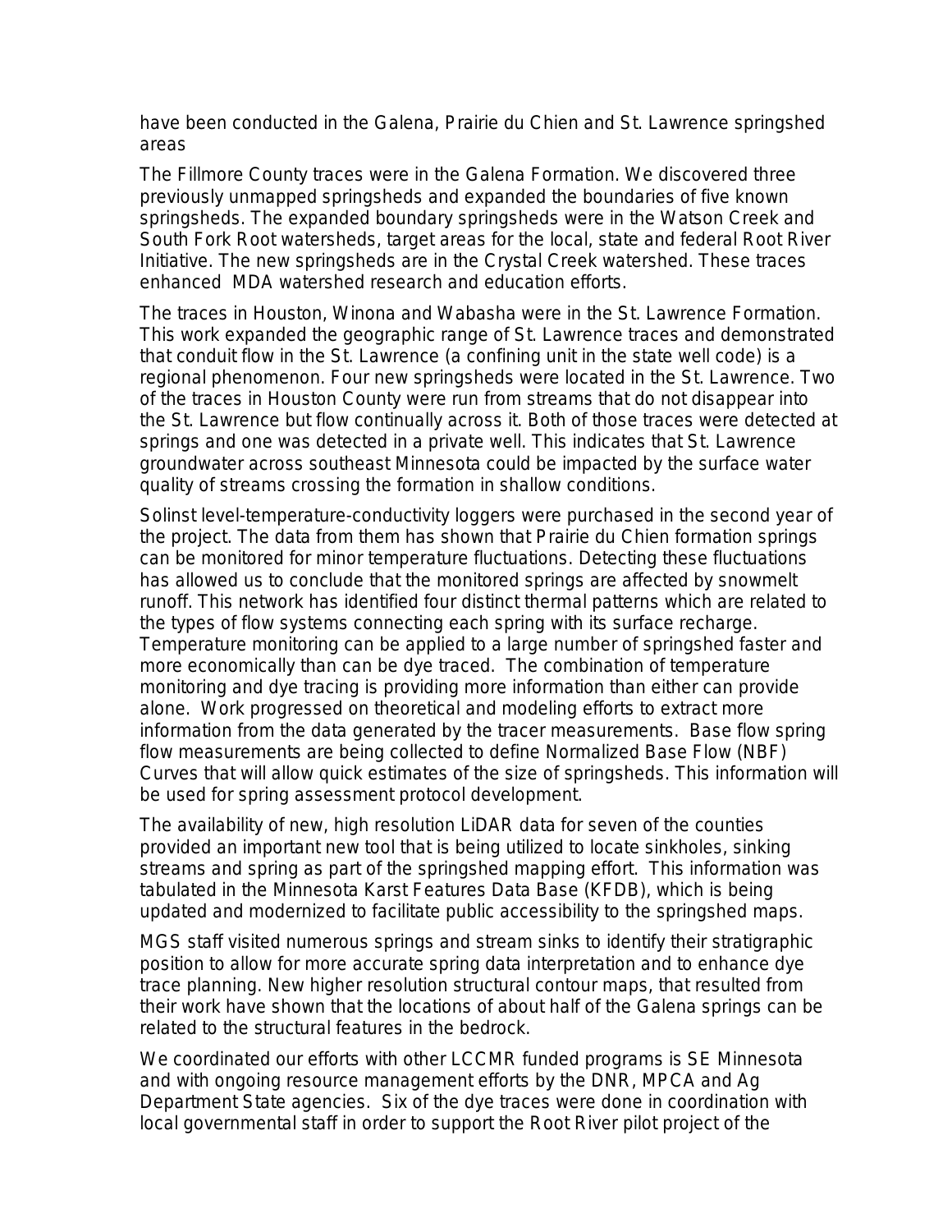have been conducted in the Galena, Prairie du Chien and St. Lawrence springshed areas

The Fillmore County traces were in the Galena Formation. We discovered three previously unmapped springsheds and expanded the boundaries of five known springsheds. The expanded boundary springsheds were in the Watson Creek and South Fork Root watersheds, target areas for the local, state and federal Root River Initiative. The new springsheds are in the Crystal Creek watershed. These traces enhanced MDA watershed research and education efforts.

The traces in Houston, Winona and Wabasha were in the St. Lawrence Formation. This work expanded the geographic range of St. Lawrence traces and demonstrated that conduit flow in the St. Lawrence (a confining unit in the state well code) is a regional phenomenon. Four new springsheds were located in the St. Lawrence. Two of the traces in Houston County were run from streams that do not disappear into the St. Lawrence but flow continually across it. Both of those traces were detected at springs and one was detected in a private well. This indicates that St. Lawrence groundwater across southeast Minnesota could be impacted by the surface water quality of streams crossing the formation in shallow conditions.

Solinst level-temperature-conductivity loggers were purchased in the second year of the project. The data from them has shown that Prairie du Chien formation springs can be monitored for minor temperature fluctuations. Detecting these fluctuations has allowed us to conclude that the monitored springs are affected by snowmelt runoff. This network has identified four distinct thermal patterns which are related to the types of flow systems connecting each spring with its surface recharge. Temperature monitoring can be applied to a large number of springshed faster and more economically than can be dye traced. The combination of temperature monitoring and dye tracing is providing more information than either can provide alone. Work progressed on theoretical and modeling efforts to extract more information from the data generated by the tracer measurements. Base flow spring flow measurements are being collected to define Normalized Base Flow (NBF) Curves that will allow quick estimates of the size of springsheds. This information will be used for spring assessment protocol development.

The availability of new, high resolution LiDAR data for seven of the counties provided an important new tool that is being utilized to locate sinkholes, sinking streams and spring as part of the springshed mapping effort. This information was tabulated in the Minnesota Karst Features Data Base (KFDB), which is being updated and modernized to facilitate public accessibility to the springshed maps.

MGS staff visited numerous springs and stream sinks to identify their stratigraphic position to allow for more accurate spring data interpretation and to enhance dye trace planning. New higher resolution structural contour maps, that resulted from their work have shown that the locations of about half of the Galena springs can be related to the structural features in the bedrock.

We coordinated our efforts with other LCCMR funded programs is SE Minnesota and with ongoing resource management efforts by the DNR, MPCA and Ag Department State agencies. Six of the dye traces were done in coordination with local governmental staff in order to support the Root River pilot project of the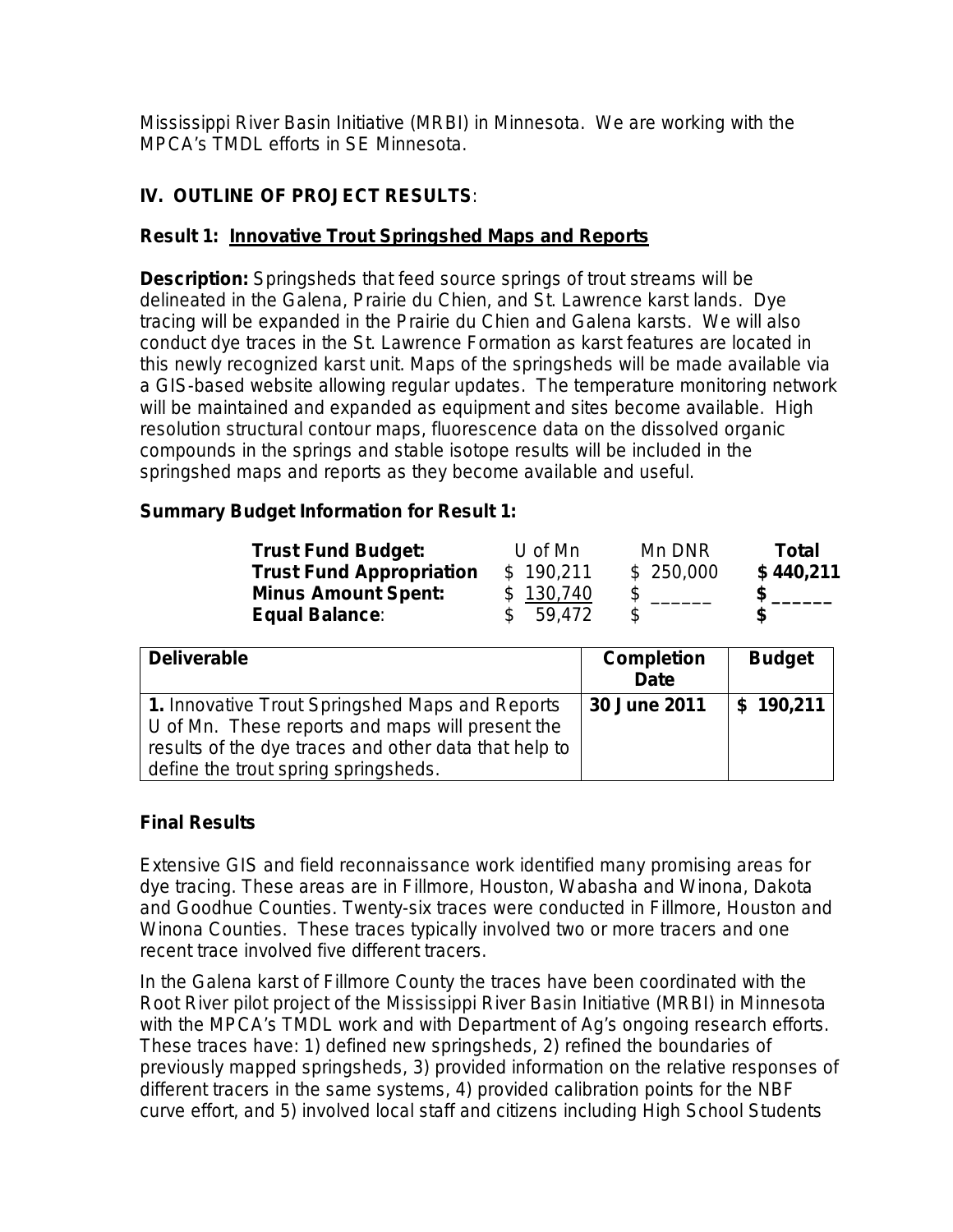Mississippi River Basin Initiative (MRBI) in Minnesota. We are working with the MPCA's TMDL efforts in SE Minnesota.

## IV. OUTLINE OF PROJECT RESULTS:

### Result 1: Innovative Trout Springshed Maps and Reports

**Description:** Springsheds that feed source springs of trout streams will be delineated in the Galena, Prairie du Chien, and St. Lawrence karst lands. Dye tracing will be expanded in the Prairie du Chien and Galena karsts. We will also conduct dye traces in the St. Lawrence Formation as karst features are located in this newly recognized karst unit. Maps of the springsheds will be made available via a GIS-based website allowing regular updates. The temperature monitoring network will be maintained and expanded as equipment and sites become available. High resolution structural contour maps, fluorescence data on the dissolved organic compounds in the springs and stable isotope results will be included in the springshed maps and reports as they become available and useful.

**Summary Budget Information for Result 1:**

| **Trust Fund Budget:** | U of Mn | Mn DNR | **Total** |
|---|---|---|---|
| **Trust Fund Appropriation** | $ 190,211 | $ 250,000 | **$ 440,211** |
| **Minus Amount Spent:** | $ 130,740 | $ ______ | **$ ______** |
| **Equal Balance:** | $ 59,472 | $ | **$** |

| **Deliverable** | **Completion Date** | **Budget** |
|---|---|---|
| **1.** Innovative Trout Springshed Maps and Reports U of Mn. These reports and maps will present the results of the dye traces and other data that help to define the trout spring springsheds. | **30 June 2011** | **$ 190,211** |

### Final Results

Extensive GIS and field reconnaissance work identified many promising areas for dye tracing. These areas are in Fillmore, Houston, Wabasha and Winona, Dakota and Goodhue Counties. Twenty-six traces were conducted in Fillmore, Houston and Winona Counties. These traces typically involved two or more tracers and one recent trace involved five different tracers.

In the Galena karst of Fillmore County the traces have been coordinated with the Root River pilot project of the Mississippi River Basin Initiative (MRBI) in Minnesota with the MPCA's TMDL work and with Department of Ag's ongoing research efforts. These traces have: 1) defined new springsheds, 2) refined the boundaries of previously mapped springsheds, 3) provided information on the relative responses of different tracers in the same systems, 4) provided calibration points for the NBF curve effort, and 5) involved local staff and citizens including High School Students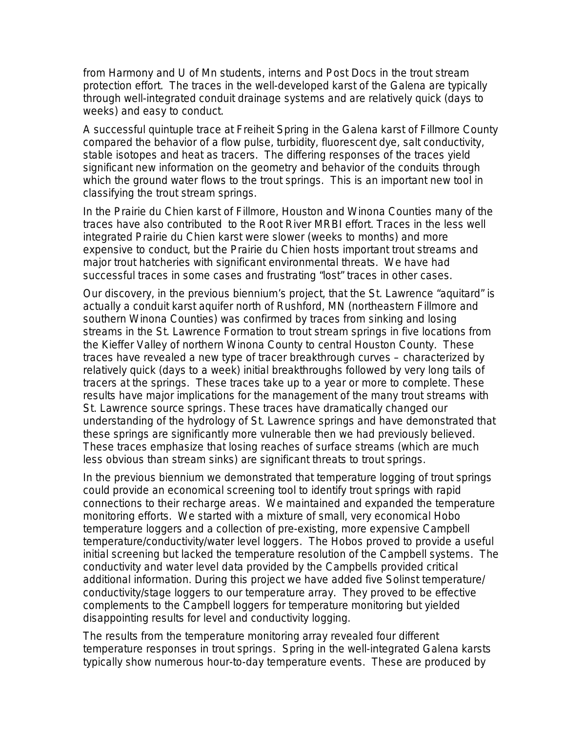from Harmony and U of Mn students, interns and Post Docs in the trout stream protection effort. The traces in the well-developed karst of the Galena are typically through well-integrated conduit drainage systems and are relatively quick (days to weeks) and easy to conduct.

A successful quintuple trace at Freiheit Spring in the Galena karst of Fillmore County compared the behavior of a flow pulse, turbidity, fluorescent dye, salt conductivity, stable isotopes and heat as tracers. The differing responses of the traces yield significant new information on the geometry and behavior of the conduits through which the ground water flows to the trout springs. This is an important new tool in classifying the trout stream springs.

In the Prairie du Chien karst of Fillmore, Houston and Winona Counties many of the traces have also contributed to the Root River MRBI effort. Traces in the less well integrated Prairie du Chien karst were slower (weeks to months) and more expensive to conduct, but the Prairie du Chien hosts important trout streams and major trout hatcheries with significant environmental threats. We have had successful traces in some cases and frustrating "lost" traces in other cases.

Our discovery, in the previous biennium's project, that the St. Lawrence "aquitard" is actually a conduit karst aquifer north of Rushford, MN (northeastern Fillmore and southern Winona Counties) was confirmed by traces from sinking and losing streams in the St. Lawrence Formation to trout stream springs in five locations from the Kieffer Valley of northern Winona County to central Houston County. These traces have revealed a new type of tracer breakthrough curves – characterized by relatively quick (days to a week) initial breakthroughs followed by very long tails of tracers at the springs. These traces take up to a year or more to complete. These results have major implications for the management of the many trout streams with St. Lawrence source springs. These traces have dramatically changed our understanding of the hydrology of St. Lawrence springs and have demonstrated that these springs are significantly more vulnerable then we had previously believed. These traces emphasize that losing reaches of surface streams (which are much less obvious than stream sinks) are significant threats to trout springs.

In the previous biennium we demonstrated that temperature logging of trout springs could provide an economical screening tool to identify trout springs with rapid connections to their recharge areas. We maintained and expanded the temperature monitoring efforts. We started with a mixture of small, very economical Hobo temperature loggers and a collection of pre-existing, more expensive Campbell temperature/conductivity/water level loggers. The Hobos proved to provide a useful initial screening but lacked the temperature resolution of the Campbell systems. The conductivity and water level data provided by the Campbells provided critical additional information. During this project we have added five Solinst temperature/conductivity/stage loggers to our temperature array. They proved to be effective complements to the Campbell loggers for temperature monitoring but yielded disappointing results for level and conductivity logging.

The results from the temperature monitoring array revealed four different temperature responses in trout springs. Spring in the well-integrated Galena karsts typically show numerous hour-to-day temperature events. These are produced by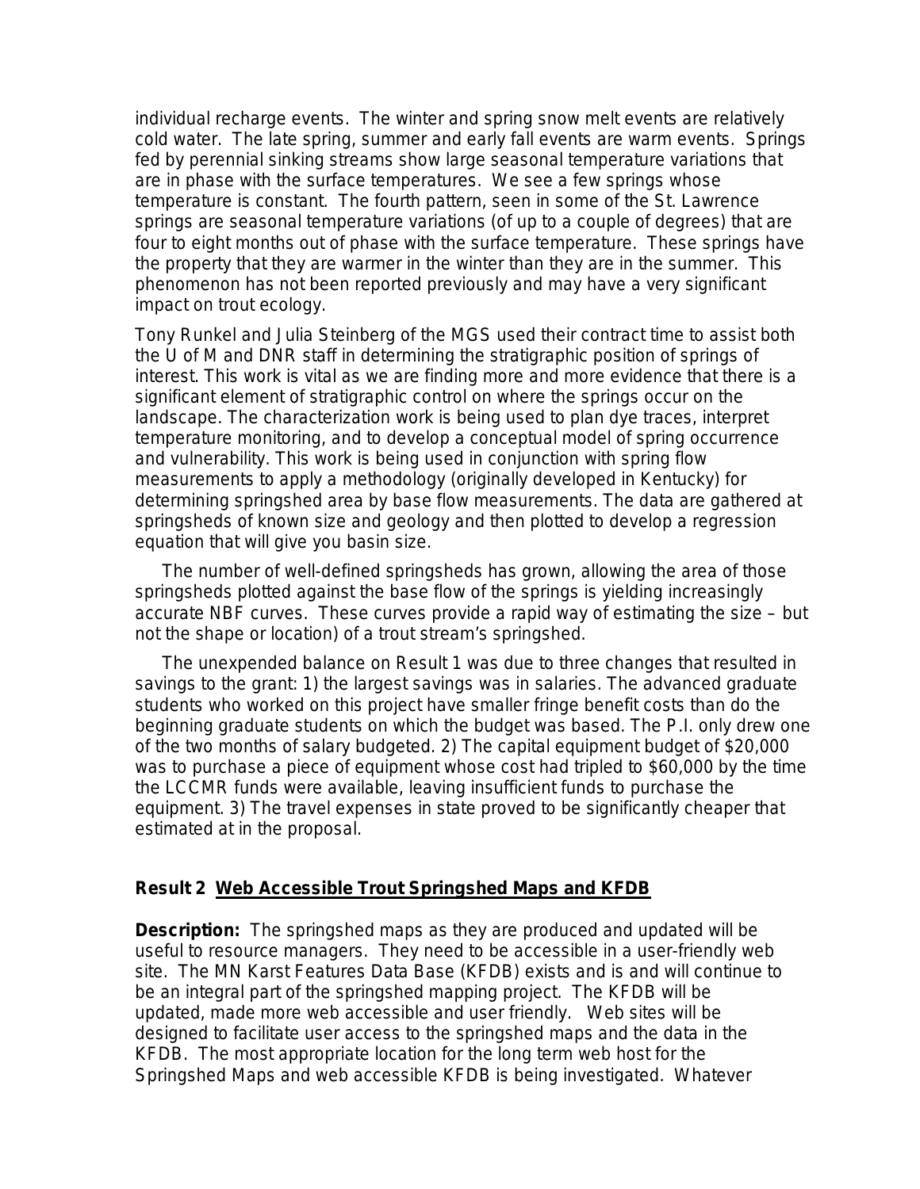individual recharge events. The winter and spring snow melt events are relatively cold water. The late spring, summer and early fall events are warm events. Springs fed by perennial sinking streams show large seasonal temperature variations that are in phase with the surface temperatures. We see a few springs whose temperature is constant. The fourth pattern, seen in some of the St. Lawrence springs are seasonal temperature variations (of up to a couple of degrees) that are four to eight months out of phase with the surface temperature. These springs have the property that they are warmer in the winter than they are in the summer. This phenomenon has not been reported previously and may have a very significant impact on trout ecology.

Tony Runkel and Julia Steinberg of the MGS used their contract time to assist both the U of M and DNR staff in determining the stratigraphic position of springs of interest. This work is vital as we are finding more and more evidence that there is a significant element of stratigraphic control on where the springs occur on the landscape. The characterization work is being used to plan dye traces, interpret temperature monitoring, and to develop a conceptual model of spring occurrence and vulnerability. This work is being used in conjunction with spring flow measurements to apply a methodology (originally developed in Kentucky) for determining springshed area by base flow measurements. The data are gathered at springsheds of known size and geology and then plotted to develop a regression equation that will give you basin size.

The number of well-defined springsheds has grown, allowing the area of those springsheds plotted against the base flow of the springs is yielding increasingly accurate NBF curves. These curves provide a rapid way of estimating the size – but not the shape or location) of a trout stream's springshed.

The unexpended balance on Result 1 was due to three changes that resulted in savings to the grant: 1) the largest savings was in salaries. The advanced graduate students who worked on this project have smaller fringe benefit costs than do the beginning graduate students on which the budget was based. The P.I. only drew one of the two months of salary budgeted. 2) The capital equipment budget of $20,000 was to purchase a piece of equipment whose cost had tripled to $60,000 by the time the LCCMR funds were available, leaving insufficient funds to purchase the equipment. 3) The travel expenses in state proved to be significantly cheaper that estimated at in the proposal.

**Result 2 <u>Web Accessible Trout Springshed Maps and KFDB</u>**

**Description:** The springshed maps as they are produced and updated will be useful to resource managers. They need to be accessible in a user-friendly web site. The MN Karst Features Data Base (KFDB) exists and is and will continue to be an integral part of the springshed mapping project. The KFDB will be updated, made more web accessible and user friendly. Web sites will be designed to facilitate user access to the springshed maps and the data in the KFDB. The most appropriate location for the long term web host for the Springshed Maps and web accessible KFDB is being investigated. Whatever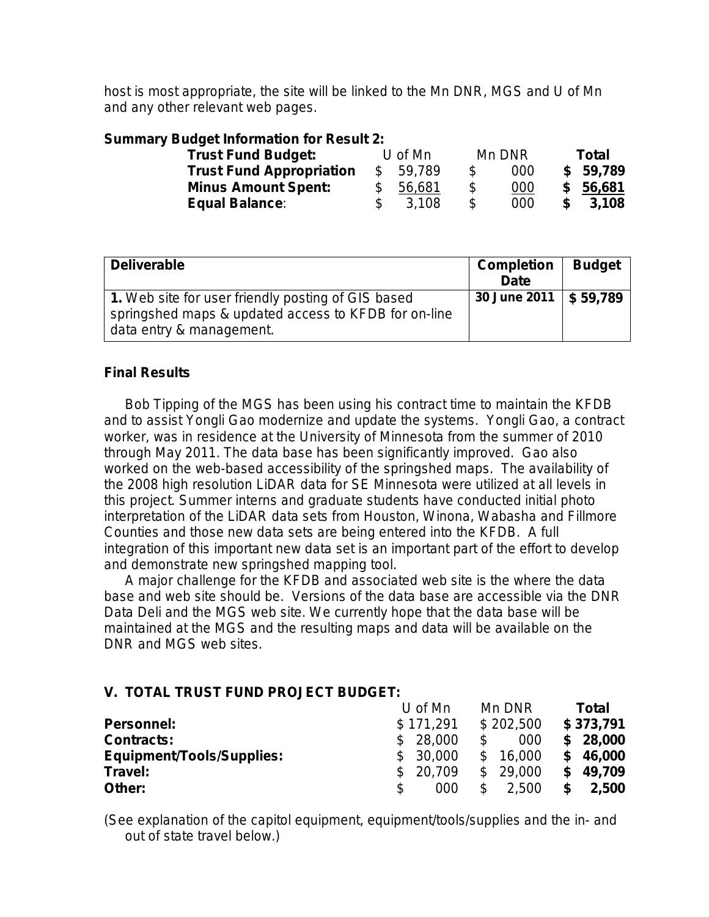host is most appropriate, the site will be linked to the Mn DNR, MGS and U of Mn and any other relevant web pages.

**Summary Budget Information for Result 2:**

| **Trust Fund Budget:** | U of Mn | Mn DNR | **Total** |
|---|---|---|---|
| **Trust Fund Appropriation** | $ 59,789 | $ 000 | **$ 59,789** |
| **Minus Amount Spent:** | $ 56,681 | $ 000 | **$ 56,681** |
| **Equal Balance**: | $ 3,108 | $ 000 | **$ 3,108** |

| **Deliverable** | **Completion Date** | **Budget** |
|---|---|---|
| **1.** Web site for user friendly posting of GIS based springshed maps & updated access to KFDB for on-line data entry & management. | **30 June 2011** | **$ 59,789** |

**Final Results**

Bob Tipping of the MGS has been using his contract time to maintain the KFDB and to assist Yongli Gao modernize and update the systems. Yongli Gao, a contract worker, was in residence at the University of Minnesota from the summer of 2010 through May 2011. The data base has been significantly improved. Gao also worked on the web-based accessibility of the springshed maps. The availability of the 2008 high resolution LiDAR data for SE Minnesota were utilized at all levels in this project. Summer interns and graduate students have conducted initial photo interpretation of the LiDAR data sets from Houston, Winona, Wabasha and Fillmore Counties and those new data sets are being entered into the KFDB. A full integration of this important new data set is an important part of the effort to develop and demonstrate new springshed mapping tool.

A major challenge for the KFDB and associated web site is the where the data base and web site should be. Versions of the data base are accessible via the DNR Data Deli and the MGS web site. We currently hope that the data base will be maintained at the MGS and the resulting maps and data will be available on the DNR and MGS web sites.

**V. TOTAL TRUST FUND PROJECT BUDGET:**

| | U of Mn | Mn DNR | **Total** |
|---|---|---|---|
| **Personnel:** | $ 171,291 | $ 202,500 | **$ 373,791** |
| **Contracts:** | $ 28,000 | $ 000 | **$ 28,000** |
| **Equipment/Tools/Supplies:** | $ 30,000 | $ 16,000 | **$ 46,000** |
| **Travel:** | $ 20,709 | $ 29,000 | **$ 49,709** |
| **Other:** | $ 000 | $ 2,500 | **$ 2,500** |

(See explanation of the capitol equipment, equipment/tools/supplies and the in- and out of state travel below.)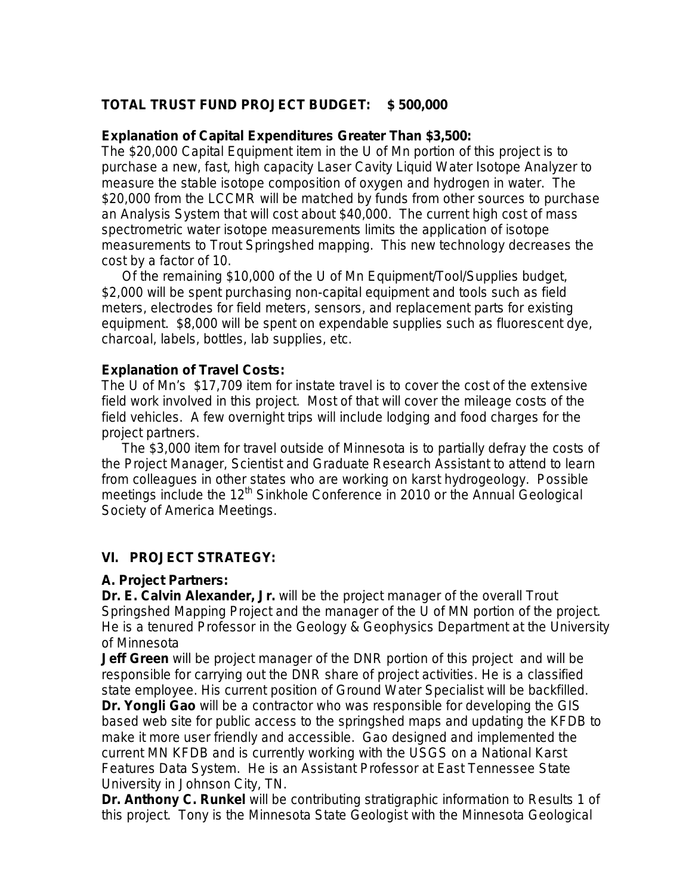**TOTAL TRUST FUND PROJECT BUDGET: $ 500,000**

**Explanation of Capital Expenditures Greater Than $3,500:**
The $20,000 Capital Equipment item in the U of Mn portion of this project is to purchase a new, fast, high capacity Laser Cavity Liquid Water Isotope Analyzer to measure the stable isotope composition of oxygen and hydrogen in water. The $20,000 from the LCCMR will be matched by funds from other sources to purchase an Analysis System that will cost about $40,000. The current high cost of mass spectrometric water isotope measurements limits the application of isotope measurements to Trout Springshed mapping. This new technology decreases the cost by a factor of 10.

Of the remaining $10,000 of the U of Mn Equipment/Tool/Supplies budget, $2,000 will be spent purchasing non-capital equipment and tools such as field meters, electrodes for field meters, sensors, and replacement parts for existing equipment. $8,000 will be spent on expendable supplies such as fluorescent dye, charcoal, labels, bottles, lab supplies, etc.

**Explanation of Travel Costs:**
The U of Mn's $17,709 item for instate travel is to cover the cost of the extensive field work involved in this project. Most of that will cover the mileage costs of the field vehicles. A few overnight trips will include lodging and food charges for the project partners.

The $3,000 item for travel outside of Minnesota is to partially defray the costs of the Project Manager, Scientist and Graduate Research Assistant to attend to learn from colleagues in other states who are working on karst hydrogeology. Possible meetings include the 12th Sinkhole Conference in 2010 or the Annual Geological Society of America Meetings.

## VI. PROJECT STRATEGY:

**A. Project Partners:**

**Dr. E. Calvin Alexander, Jr.** will be the project manager of the overall Trout Springshed Mapping Project and the manager of the U of MN portion of the project. He is a tenured Professor in the Geology & Geophysics Department at the University of Minnesota

**Jeff Green** will be project manager of the DNR portion of this project and will be responsible for carrying out the DNR share of project activities. He is a classified state employee. His current position of Ground Water Specialist will be backfilled.

**Dr. Yongli Gao** will be a contractor who was responsible for developing the GIS based web site for public access to the springshed maps and updating the KFDB to make it more user friendly and accessible. Gao designed and implemented the current MN KFDB and is currently working with the USGS on a National Karst Features Data System. He is an Assistant Professor at East Tennessee State University in Johnson City, TN.

**Dr. Anthony C. Runkel** will be contributing stratigraphic information to Results 1 of this project. Tony is the Minnesota State Geologist with the Minnesota Geological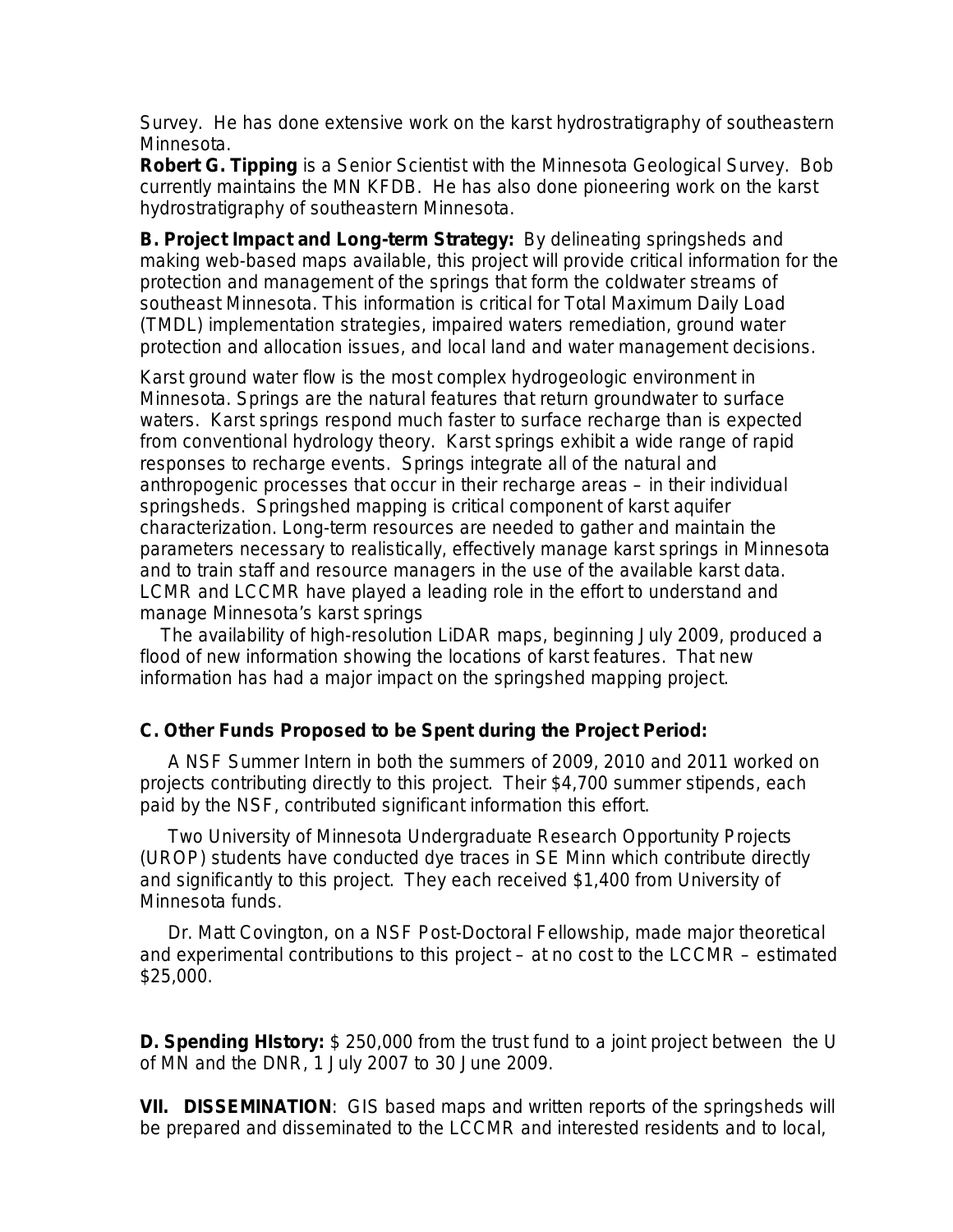Survey. He has done extensive work on the karst hydrostratigraphy of southeastern Minnesota.

**Robert G. Tipping** is a Senior Scientist with the Minnesota Geological Survey. Bob currently maintains the MN KFDB. He has also done pioneering work on the karst hydrostratigraphy of southeastern Minnesota.

**B. Project Impact and Long-term Strategy:** By delineating springsheds and making web-based maps available, this project will provide critical information for the protection and management of the springs that form the coldwater streams of southeast Minnesota. This information is critical for Total Maximum Daily Load (TMDL) implementation strategies, impaired waters remediation, ground water protection and allocation issues, and local land and water management decisions.

Karst ground water flow is the most complex hydrogeologic environment in Minnesota. Springs are the natural features that return groundwater to surface waters. Karst springs respond much faster to surface recharge than is expected from conventional hydrology theory. Karst springs exhibit a wide range of rapid responses to recharge events. Springs integrate all of the natural and anthropogenic processes that occur in their recharge areas – in their individual springsheds. Springshed mapping is critical component of karst aquifer characterization. Long-term resources are needed to gather and maintain the parameters necessary to realistically, effectively manage karst springs in Minnesota and to train staff and resource managers in the use of the available karst data. LCMR and LCCMR have played a leading role in the effort to understand and manage Minnesota's karst springs

The availability of high-resolution LiDAR maps, beginning July 2009, produced a flood of new information showing the locations of karst features. That new information has had a major impact on the springshed mapping project.

**C. Other Funds Proposed to be Spent during the Project Period:**

A NSF Summer Intern in both the summers of 2009, 2010 and 2011 worked on projects contributing directly to this project. Their $4,700 summer stipends, each paid by the NSF, contributed significant information this effort.

Two University of Minnesota Undergraduate Research Opportunity Projects (UROP) students have conducted dye traces in SE Minn which contribute directly and significantly to this project. They each received $1,400 from University of Minnesota funds.

Dr. Matt Covington, on a NSF Post-Doctoral Fellowship, made major theoretical and experimental contributions to this project – at no cost to the LCCMR – estimated $25,000.

**D. Spending HIstory:** $ 250,000 from the trust fund to a joint project between the U of MN and the DNR, 1 July 2007 to 30 June 2009.

**VII. DISSEMINATION**: GIS based maps and written reports of the springsheds will be prepared and disseminated to the LCCMR and interested residents and to local,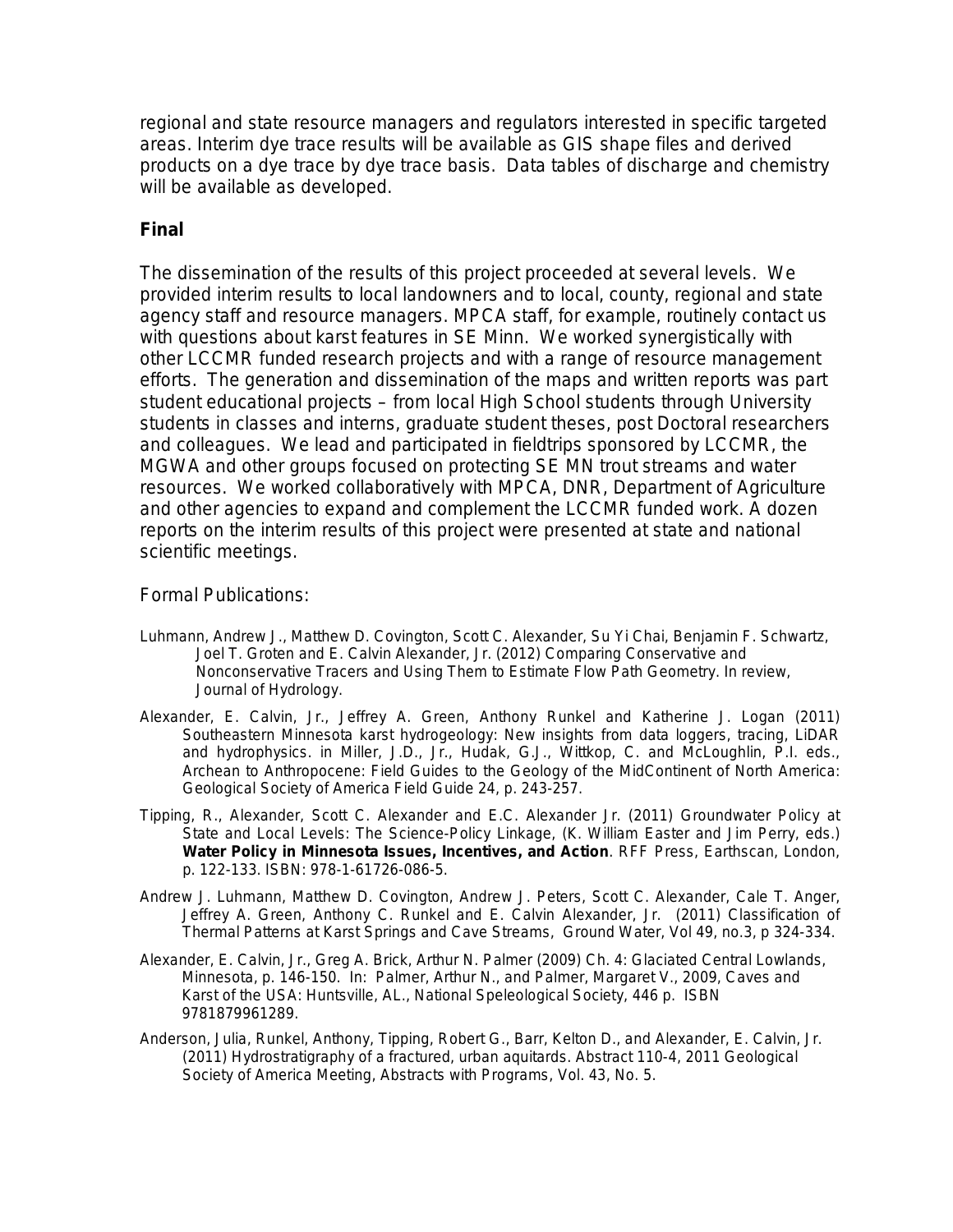regional and state resource managers and regulators interested in specific targeted areas. Interim dye trace results will be available as GIS shape files and derived products on a dye trace by dye trace basis. Data tables of discharge and chemistry will be available as developed.

**Final**

The dissemination of the results of this project proceeded at several levels. We provided interim results to local landowners and to local, county, regional and state agency staff and resource managers. MPCA staff, for example, routinely contact us with questions about karst features in SE Minn. We worked synergistically with other LCCMR funded research projects and with a range of resource management efforts. The generation and dissemination of the maps and written reports was part student educational projects – from local High School students through University students in classes and interns, graduate student theses, post Doctoral researchers and colleagues. We lead and participated in fieldtrips sponsored by LCCMR, the MGWA and other groups focused on protecting SE MN trout streams and water resources. We worked collaboratively with MPCA, DNR, Department of Agriculture and other agencies to expand and complement the LCCMR funded work. A dozen reports on the interim results of this project were presented at state and national scientific meetings.

Formal Publications:

Luhmann, Andrew J., Matthew D. Covington, Scott C. Alexander, Su Yi Chai, Benjamin F. Schwartz, Joel T. Groten and E. Calvin Alexander, Jr. (2012) Comparing Conservative and Nonconservative Tracers and Using Them to Estimate Flow Path Geometry. In review, Journal of Hydrology.

Alexander, E. Calvin, Jr., Jeffrey A. Green, Anthony Runkel and Katherine J. Logan (2011) Southeastern Minnesota karst hydrogeology: New insights from data loggers, tracing, LiDAR and hydrophysics. in Miller, J.D., Jr., Hudak, G.J., Wittkop, C. and McLoughlin, P.I. eds., Archean to Anthropocene: Field Guides to the Geology of the MidContinent of North America: Geological Society of America Field Guide 24, p. 243-257.

Tipping, R., Alexander, Scott C. Alexander and E.C. Alexander Jr. (2011) Groundwater Policy at State and Local Levels: The Science-Policy Linkage, (K. William Easter and Jim Perry, eds.) **Water Policy in Minnesota Issues, Incentives, and Action**. RFF Press, Earthscan, London, p. 122-133. ISBN: 978-1-61726-086-5.

Andrew J. Luhmann, Matthew D. Covington, Andrew J. Peters, Scott C. Alexander, Cale T. Anger, Jeffrey A. Green, Anthony C. Runkel and E. Calvin Alexander, Jr. (2011) Classification of Thermal Patterns at Karst Springs and Cave Streams, Ground Water, Vol 49, no.3, p 324-334.

Alexander, E. Calvin, Jr., Greg A. Brick, Arthur N. Palmer (2009) Ch. 4: Glaciated Central Lowlands, Minnesota, p. 146-150. In: Palmer, Arthur N., and Palmer, Margaret V., 2009, Caves and Karst of the USA: Huntsville, AL., National Speleological Society, 446 p. ISBN 9781879961289.

Anderson, Julia, Runkel, Anthony, Tipping, Robert G., Barr, Kelton D., and Alexander, E. Calvin, Jr. (2011) Hydrostratigraphy of a fractured, urban aquitards. Abstract 110-4, 2011 Geological Society of America Meeting, Abstracts with Programs, Vol. 43, No. 5.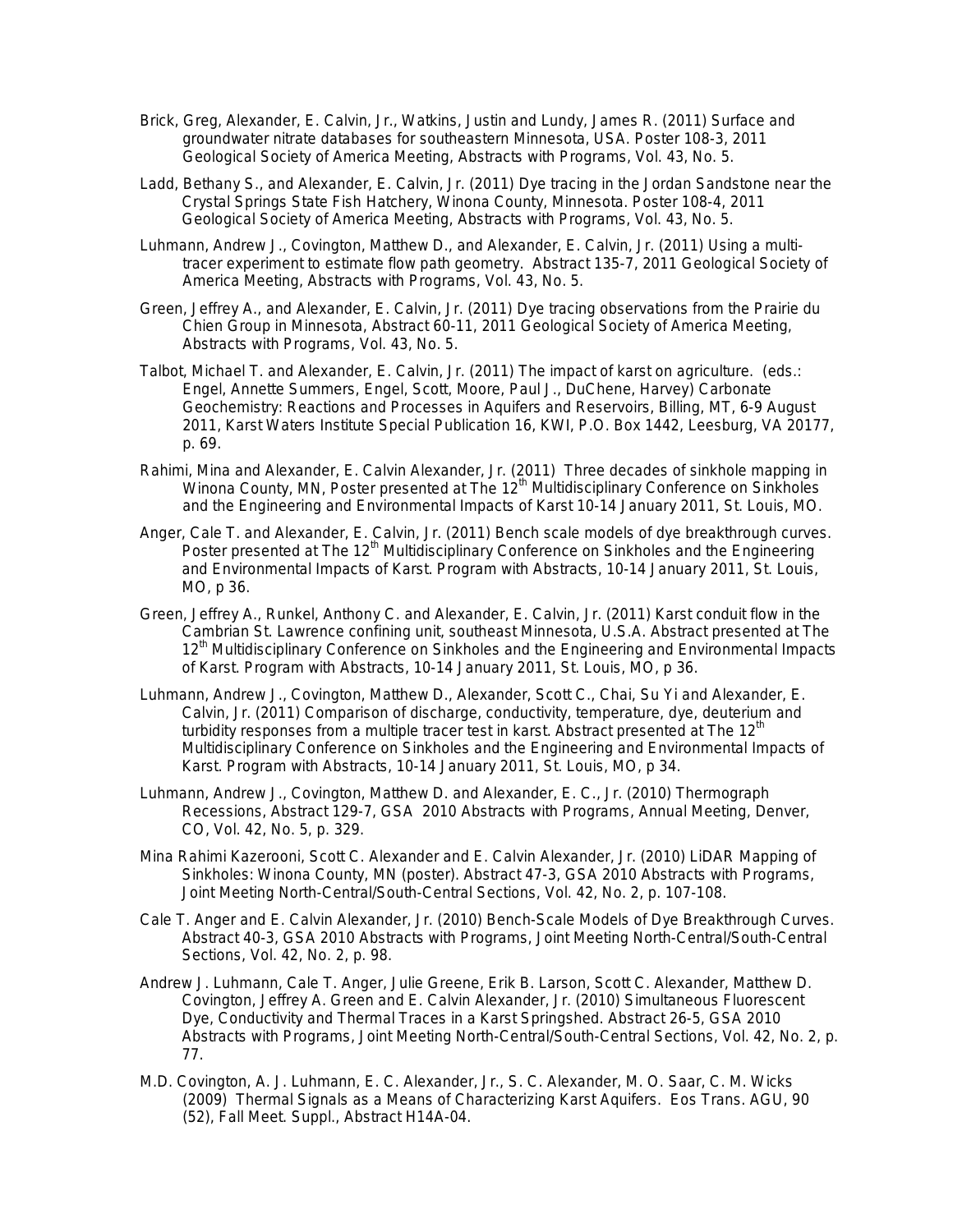Brick, Greg, Alexander, E. Calvin, Jr., Watkins, Justin and Lundy, James R. (2011) Surface and groundwater nitrate databases for southeastern Minnesota, USA. Poster 108-3, 2011 Geological Society of America Meeting, Abstracts with Programs, Vol. 43, No. 5.

Ladd, Bethany S., and Alexander, E. Calvin, Jr. (2011) Dye tracing in the Jordan Sandstone near the Crystal Springs State Fish Hatchery, Winona County, Minnesota. Poster 108-4, 2011 Geological Society of America Meeting, Abstracts with Programs, Vol. 43, No. 5.

Luhmann, Andrew J., Covington, Matthew D., and Alexander, E. Calvin, Jr. (2011) Using a multi-tracer experiment to estimate flow path geometry. Abstract 135-7, 2011 Geological Society of America Meeting, Abstracts with Programs, Vol. 43, No. 5.

Green, Jeffrey A., and Alexander, E. Calvin, Jr. (2011) Dye tracing observations from the Prairie du Chien Group in Minnesota, Abstract 60-11, 2011 Geological Society of America Meeting, Abstracts with Programs, Vol. 43, No. 5.

Talbot, Michael T. and Alexander, E. Calvin, Jr. (2011) The impact of karst on agriculture. (eds.: Engel, Annette Summers, Engel, Scott, Moore, Paul J., DuChene, Harvey) Carbonate Geochemistry: Reactions and Processes in Aquifers and Reservoirs, Billing, MT, 6-9 August 2011, Karst Waters Institute Special Publication 16, KWI, P.O. Box 1442, Leesburg, VA 20177, p. 69.

Rahimi, Mina and Alexander, E. Calvin Alexander, Jr. (2011) Three decades of sinkhole mapping in Winona County, MN, Poster presented at The 12th Multidisciplinary Conference on Sinkholes and the Engineering and Environmental Impacts of Karst 10-14 January 2011, St. Louis, MO.

Anger, Cale T. and Alexander, E. Calvin, Jr. (2011) Bench scale models of dye breakthrough curves. Poster presented at The 12th Multidisciplinary Conference on Sinkholes and the Engineering and Environmental Impacts of Karst. Program with Abstracts, 10-14 January 2011, St. Louis, MO, p 36.

Green, Jeffrey A., Runkel, Anthony C. and Alexander, E. Calvin, Jr. (2011) Karst conduit flow in the Cambrian St. Lawrence confining unit, southeast Minnesota, U.S.A. Abstract presented at The 12th Multidisciplinary Conference on Sinkholes and the Engineering and Environmental Impacts of Karst. Program with Abstracts, 10-14 January 2011, St. Louis, MO, p 36.

Luhmann, Andrew J., Covington, Matthew D., Alexander, Scott C., Chai, Su Yi and Alexander, E. Calvin, Jr. (2011) Comparison of discharge, conductivity, temperature, dye, deuterium and turbidity responses from a multiple tracer test in karst. Abstract presented at The 12th Multidisciplinary Conference on Sinkholes and the Engineering and Environmental Impacts of Karst. Program with Abstracts, 10-14 January 2011, St. Louis, MO, p 34.

Luhmann, Andrew J., Covington, Matthew D. and Alexander, E. C., Jr. (2010) Thermograph Recessions, Abstract 129-7, GSA 2010 Abstracts with Programs, Annual Meeting, Denver, CO, Vol. 42, No. 5, p. 329.

Mina Rahimi Kazerooni, Scott C. Alexander and E. Calvin Alexander, Jr. (2010) LiDAR Mapping of Sinkholes: Winona County, MN (poster). Abstract 47-3, GSA 2010 Abstracts with Programs, Joint Meeting North-Central/South-Central Sections, Vol. 42, No. 2, p. 107-108.

Cale T. Anger and E. Calvin Alexander, Jr. (2010) Bench-Scale Models of Dye Breakthrough Curves. Abstract 40-3, GSA 2010 Abstracts with Programs, Joint Meeting North-Central/South-Central Sections, Vol. 42, No. 2, p. 98.

Andrew J. Luhmann, Cale T. Anger, Julie Greene, Erik B. Larson, Scott C. Alexander, Matthew D. Covington, Jeffrey A. Green and E. Calvin Alexander, Jr. (2010) Simultaneous Fluorescent Dye, Conductivity and Thermal Traces in a Karst Springshed. Abstract 26-5, GSA 2010 Abstracts with Programs, Joint Meeting North-Central/South-Central Sections, Vol. 42, No. 2, p. 77.

M.D. Covington, A. J. Luhmann, E. C. Alexander, Jr., S. C. Alexander, M. O. Saar, C. M. Wicks (2009) Thermal Signals as a Means of Characterizing Karst Aquifers. Eos Trans. AGU, 90 (52), Fall Meet. Suppl., Abstract H14A-04.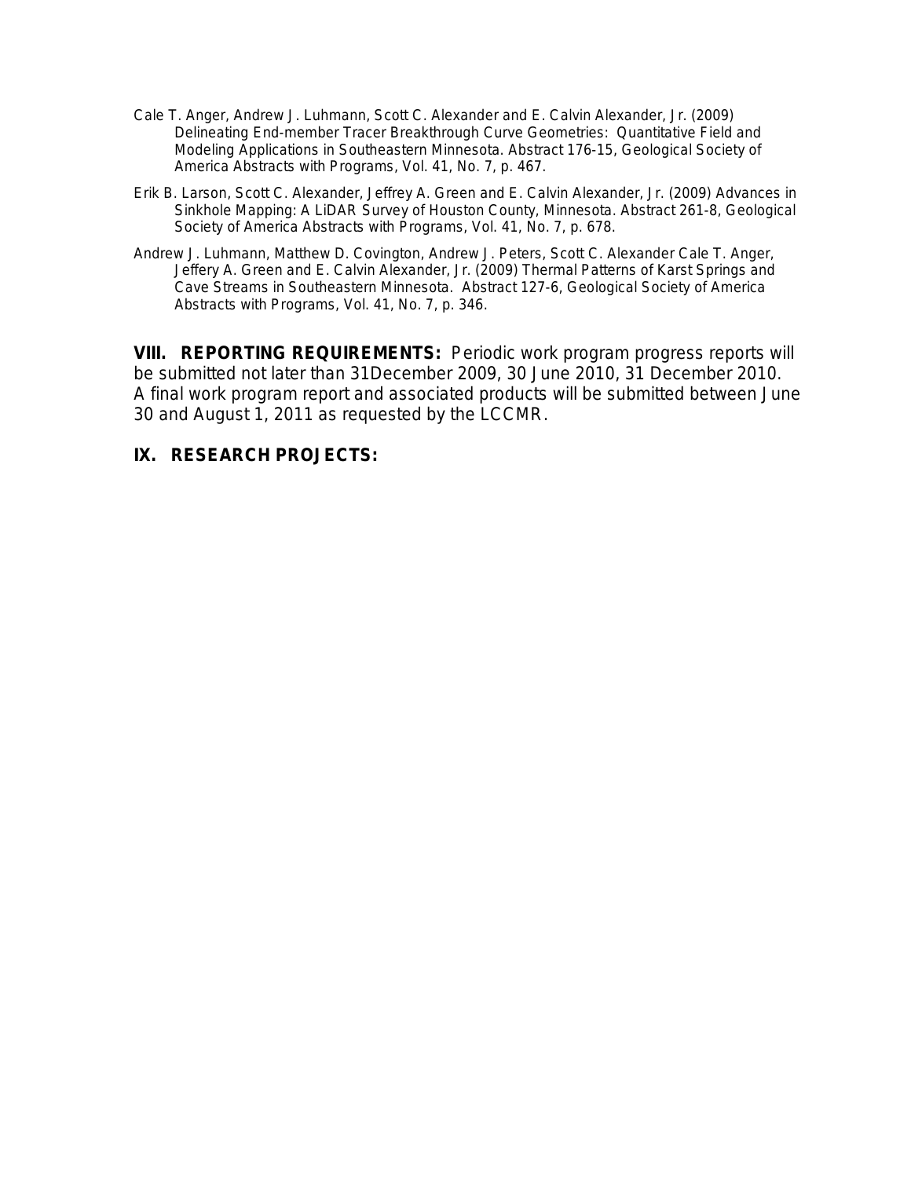Cale T. Anger, Andrew J. Luhmann, Scott C. Alexander and E. Calvin Alexander, Jr. (2009) Delineating End-member Tracer Breakthrough Curve Geometries: Quantitative Field and Modeling Applications in Southeastern Minnesota. Abstract 176-15, Geological Society of America Abstracts with Programs, Vol. 41, No. 7, p. 467.

Erik B. Larson, Scott C. Alexander, Jeffrey A. Green and E. Calvin Alexander, Jr. (2009) Advances in Sinkhole Mapping: A LiDAR Survey of Houston County, Minnesota. Abstract 261-8, Geological Society of America Abstracts with Programs, Vol. 41, No. 7, p. 678.

Andrew J. Luhmann, Matthew D. Covington, Andrew J. Peters, Scott C. Alexander Cale T. Anger, Jeffery A. Green and E. Calvin Alexander, Jr. (2009) Thermal Patterns of Karst Springs and Cave Streams in Southeastern Minnesota. Abstract 127-6, Geological Society of America Abstracts with Programs, Vol. 41, No. 7, p. 346.

**VIII. REPORTING REQUIREMENTS:** Periodic work program progress reports will be submitted not later than 31December 2009, 30 June 2010, 31 December 2010. A final work program report and associated products will be submitted between June 30 and August 1, 2011 as requested by the LCCMR.

**IX. RESEARCH PROJECTS:**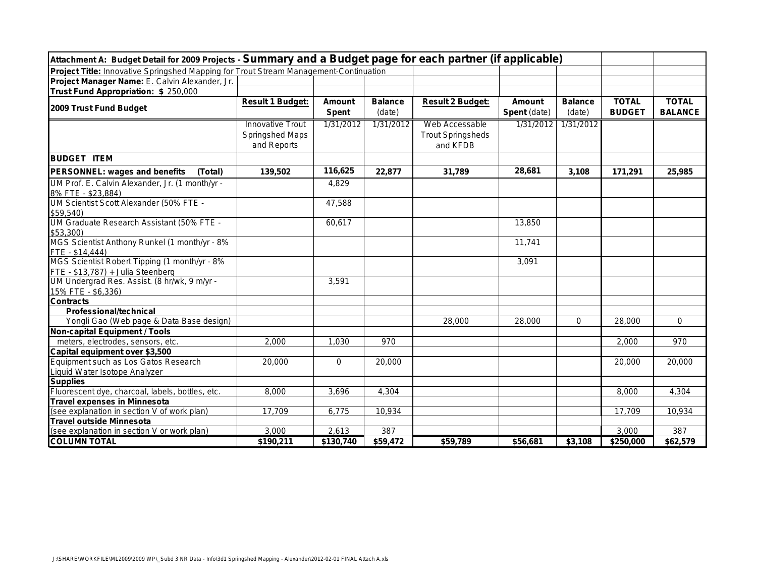| Attachment A: Budget Detail for 2009 Projects - **Summary and a Budget page for each partner (if applicable)** | | | | | | | | |
|---|---|---|---|---|---|---|---|---|
| **Project Title:** Innovative Springshed Mapping for Trout Stream Management-Continuation | | | | | | | | |
| **Project Manager Name:** E. Calvin Alexander, Jr. | | | | | | | | |
| **Trust Fund Appropriation: $** 250,000 | | | | | | | | |
| **2009 Trust Fund Budget** | **Result 1 Budget:** | **Amount Spent** | **Balance** (date) | **Result 2 Budget:** | **Amount Spent** (date) | **Balance** (date) | **TOTAL BUDGET** | **TOTAL BALANCE** |
| | Innovative Trout Springshed Maps and Reports | 1/31/2012 | 1/31/2012 | Web Accessable Trout Springsheds and KFDB | 1/31/2012 | 1/31/2012 | | |
| **BUDGET ITEM** | | | | | | | | |
| **PERSONNEL: wages and benefits (Total)** | **139,502** | **116,625** | **22,877** | **31,789** | **28,681** | **3,108** | **171,291** | **25,985** |
| UM Prof. E. Calvin Alexander, Jr. (1 month/yr - 8% FTE - $23,884) | | 4,829 | | | | | | |
| UM Scientist Scott Alexander (50% FTE - $59,540) | | 47,588 | | | | | | |
| UM Graduate Research Assistant (50% FTE - $53,300) | | 60,617 | | | 13,850 | | | |
| MGS Scientist Anthony Runkel (1 month/yr - 8% FTE - $14,444) | | | | | 11,741 | | | |
| MGS Scientist Robert Tipping (1 month/yr - 8% FTE - $13,787) + Julia Steenberg | | | | | 3,091 | | | |
| UM Undergrad Res. Assist. (8 hr/wk, 9 m/yr - 15% FTE - $6,336) | | 3,591 | | | | | | |
| **Contracts** | | | | | | | | |
| **Professional/technical** | | | | | | | | |
| Yongli Gao (Web page & Data Base design) | | | | 28,000 | 28,000 | 0 | 28,000 | 0 |
| **Non-capital Equipment / Tools** | | | | | | | | |
| meters, electrodes, sensors, etc. | 2,000 | 1,030 | 970 | | | | 2,000 | 970 |
| **Capital equipment over $3,500** | | | | | | | | |
| Equipment such as Los Gatos Research Liquid Water Isotope Analyzer | 20,000 | 0 | 20,000 | | | | 20,000 | 20,000 |
| **Supplies** | | | | | | | | |
| Fluorescent dye, charcoal, labels, bottles, etc. | 8,000 | 3,696 | 4,304 | | | | 8,000 | 4,304 |
| **Travel expenses in Minnesota** | | | | | | | | |
| (see explanation in section V of work plan) | 17,709 | 6,775 | 10,934 | | | | 17,709 | 10,934 |
| **Travel outside Minnesota** | | | | | | | | |
| (see explanation in section V or work plan) | 3,000 | 2,613 | 387 | | | | 3,000 | 387 |
| **COLUMN TOTAL** | **$190,211** | **$130,740** | **$59,472** | **$59,789** | **$56,681** | **$3,108** | **$250,000** | **$62,579** |

J:\SHARE\WORKFILE\ML2009\2009 WP\_Subd 3 NR Data - Info\3d1 Springshed Mapping - Alexander\2012-02-01 FINAL Attach A.xls